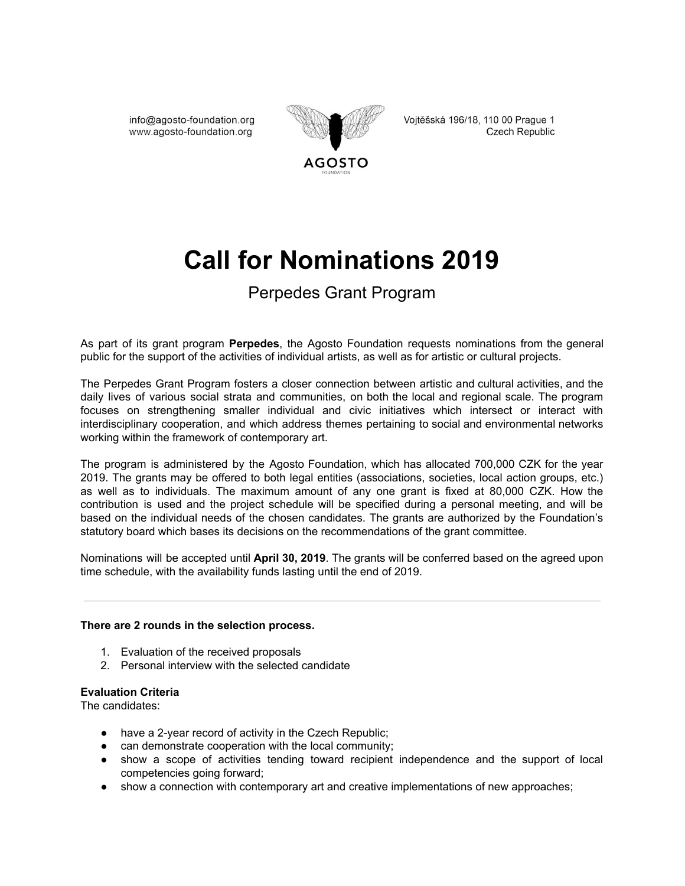info@agosto-foundation.org
www.agosto-foundation.org

AGOSTO
FOUNDATION

Vojtěšská 196/18, 110 00 Prague 1
Czech Republic

# Call for Nominations 2019

## Perpedes Grant Program

As part of its grant program **Perpedes**, the Agosto Foundation requests nominations from the general public for the support of the activities of individual artists, as well as for artistic or cultural projects.

The Perpedes Grant Program fosters a closer connection between artistic and cultural activities, and the daily lives of various social strata and communities, on both the local and regional scale. The program focuses on strengthening smaller individual and civic initiatives which intersect or interact with interdisciplinary cooperation, and which address themes pertaining to social and environmental networks working within the framework of contemporary art.

The program is administered by the Agosto Foundation, which has allocated 700,000 CZK for the year 2019. The grants may be offered to both legal entities (associations, societies, local action groups, etc.) as well as to individuals. The maximum amount of any one grant is fixed at 80,000 CZK. How the contribution is used and the project schedule will be specified during a personal meeting, and will be based on the individual needs of the chosen candidates. The grants are authorized by the Foundation's statutory board which bases its decisions on the recommendations of the grant committee.

Nominations will be accepted until **April 30, 2019**. The grants will be conferred based on the agreed upon time schedule, with the availability funds lasting until the end of 2019.

---

**There are 2 rounds in the selection process.**

1. Evaluation of the received proposals
2. Personal interview with the selected candidate

**Evaluation Criteria**
The candidates:

- have a 2-year record of activity in the Czech Republic;
- can demonstrate cooperation with the local community;
- show a scope of activities tending toward recipient independence and the support of local competencies going forward;
- show a connection with contemporary art and creative implementations of new approaches;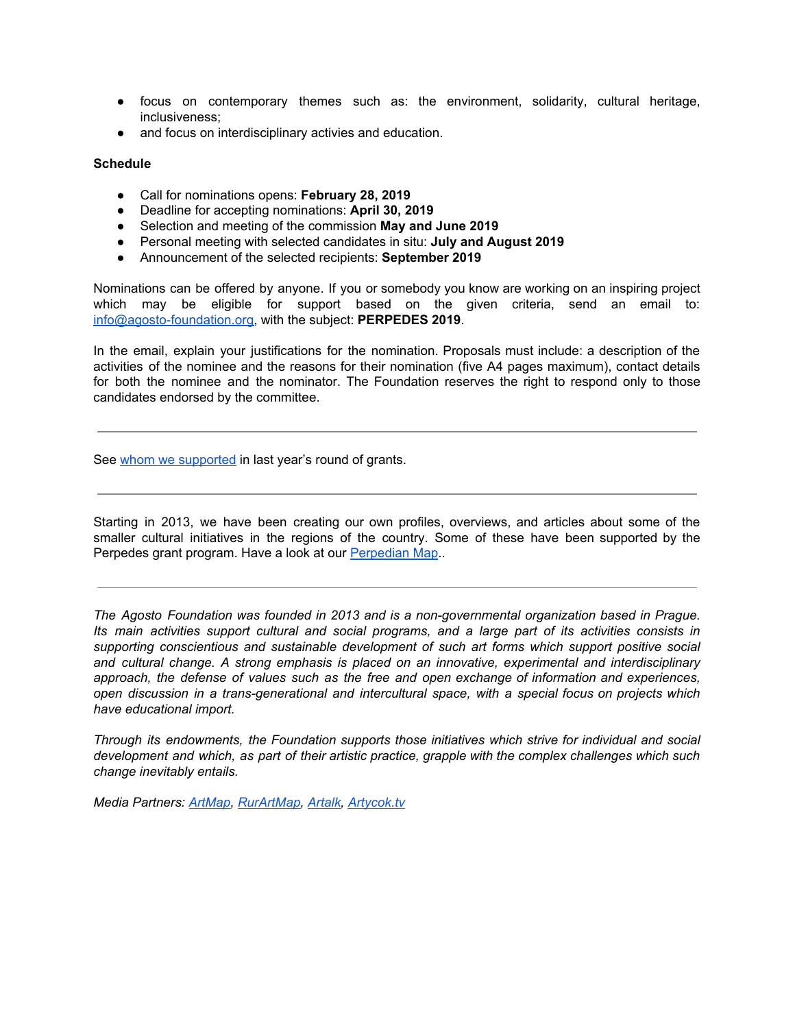- focus on contemporary themes such as: the environment, solidarity, cultural heritage, inclusiveness;
- and focus on interdisciplinary activies and education.

**Schedule**

- Call for nominations opens: **February 28, 2019**
- Deadline for accepting nominations: **April 30, 2019**
- Selection and meeting of the commission **May and June 2019**
- Personal meeting with selected candidates in situ: **July and August 2019**
- Announcement of the selected recipients: **September 2019**

Nominations can be offered by anyone. If you or somebody you know are working on an inspiring project which may be eligible for support based on the given criteria, send an email to: info@agosto-foundation.org, with the subject: **PERPEDES 2019**.

In the email, explain your justifications for the nomination. Proposals must include: a description of the activities of the nominee and the reasons for their nomination (five A4 pages maximum), contact details for both the nominee and the nominator. The Foundation reserves the right to respond only to those candidates endorsed by the committee.

---

See whom we supported in last year's round of grants.

---

Starting in 2013, we have been creating our own profiles, overviews, and articles about some of the smaller cultural initiatives in the regions of the country. Some of these have been supported by the Perpedes grant program. Have a look at our Perpedian Map..

---

*The Agosto Foundation was founded in 2013 and is a non-governmental organization based in Prague. Its main activities support cultural and social programs, and a large part of its activities consists in supporting conscientious and sustainable development of such art forms which support positive social and cultural change. A strong emphasis is placed on an innovative, experimental and interdisciplinary approach, the defense of values such as the free and open exchange of information and experiences, open discussion in a trans-generational and intercultural space, with a special focus on projects which have educational import.*

*Through its endowments, the Foundation supports those initiatives which strive for individual and social development and which, as part of their artistic practice, grapple with the complex challenges which such change inevitably entails.*

*Media Partners: ArtMap, RurArtMap, Artalk, Artycok.tv*